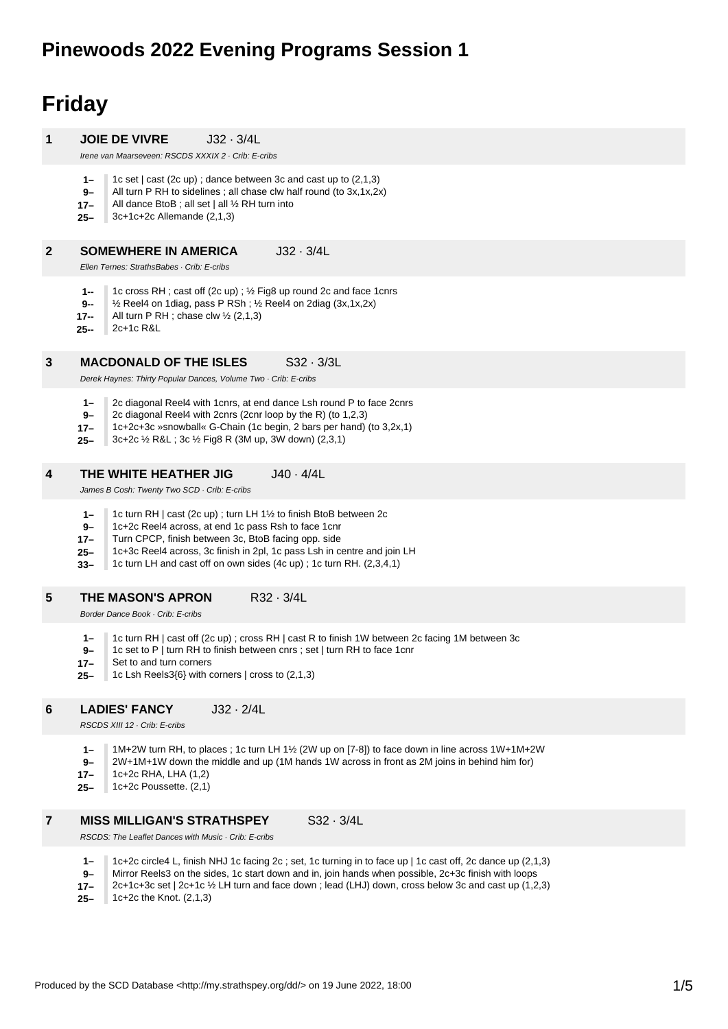# Pinewoods 2022 Evening Programs Session 1

## Friday

### 1 JOIE DE VIVRE J32 · 3/4L

*Irene van Maarseveen: RSCDS XXXIX 2 · Crib: E-cribs*

- **1–** 1c set | cast (2c up) ; dance between 3c and cast up to (2,1,3)
- **9–** All turn P RH to sidelines ; all chase clw half round (to 3x,1x,2x)
- **17–** All dance BtoB ; all set | all ½ RH turn into
- **25–** 3c+1c+2c Allemande (2,1,3)

### 2 SOMEWHERE IN AMERICA J32 · 3/4L

*Ellen Ternes: StrathsBabes · Crib: E-cribs*

- **1--** 1c cross RH ; cast off (2c up) ; ½ Fig8 up round 2c and face 1cnrs
- **9--** ½ Reel4 on 1diag, pass P RSh ; ½ Reel4 on 2diag (3x,1x,2x)
- **17--** All turn P RH ; chase clw ½ (2,1,3)
- **25--** 2c+1c R&L

### 3 MACDONALD OF THE ISLES S32 · 3/3L

*Derek Haynes: Thirty Popular Dances, Volume Two · Crib: E-cribs*

- **1–** 2c diagonal Reel4 with 1cnrs, at end dance Lsh round P to face 2cnrs
- **9–** 2c diagonal Reel4 with 2cnrs (2cnr loop by the R) (to 1,2,3)
- **17–** 1c+2c+3c »snowball« G-Chain (1c begin, 2 bars per hand) (to 3,2x,1)
- **25–** 3c+2c ½ R&L ; 3c ½ Fig8 R (3M up, 3W down) (2,3,1)

### 4 THE WHITE HEATHER JIG J40 · 4/4L

*James B Cosh: Twenty Two SCD · Crib: E-cribs*

- **1–** 1c turn RH | cast (2c up) ; turn LH 1½ to finish BtoB between 2c
- **9–** 1c+2c Reel4 across, at end 1c pass Rsh to face 1cnr
- **17–** Turn CPCP, finish between 3c, BtoB facing opp. side
- **25–** 1c+3c Reel4 across, 3c finish in 2pl, 1c pass Lsh in centre and join LH
- **33–** 1c turn LH and cast off on own sides (4c up) ; 1c turn RH. (2,3,4,1)

### 5 THE MASON'S APRON R32 · 3/4L

*Border Dance Book · Crib: E-cribs*

- **1–** 1c turn RH | cast off (2c up) ; cross RH | cast R to finish 1W between 2c facing 1M between 3c
- **9–** 1c set to P | turn RH to finish between cnrs ; set | turn RH to face 1cnr
- **17–** Set to and turn corners
- **25–** 1c Lsh Reels3{6} with corners | cross to (2,1,3)

### 6 LADIES' FANCY J32 · 2/4L

*RSCDS XIII 12 · Crib: E-cribs*

- **1–** 1M+2W turn RH, to places ; 1c turn LH 1½ (2W up on [7-8]) to face down in line across 1W+1M+2W
- **9–** 2W+1M+1W down the middle and up (1M hands 1W across in front as 2M joins in behind him for)
- **17–** 1c+2c RHA, LHA (1,2)
- **25–** 1c+2c Poussette. (2,1)

### 7 MISS MILLIGAN'S STRATHSPEY S32 · 3/4L

*RSCDS: The Leaflet Dances with Music · Crib: E-cribs*

- **1–** 1c+2c circle4 L, finish NHJ 1c facing 2c ; set, 1c turning in to face up | 1c cast off, 2c dance up (2,1,3)
- **9–** Mirror Reels3 on the sides, 1c start down and in, join hands when possible, 2c+3c finish with loops
- **17–** 2c+1c+3c set | 2c+1c ½ LH turn and face down ; lead (LHJ) down, cross below 3c and cast up (1,2,3)
- **25–** 1c+2c the Knot. (2,1,3)

Produced by the SCD Database <http://my.strathspey.org/dd/> on 19 June 2022, 18:00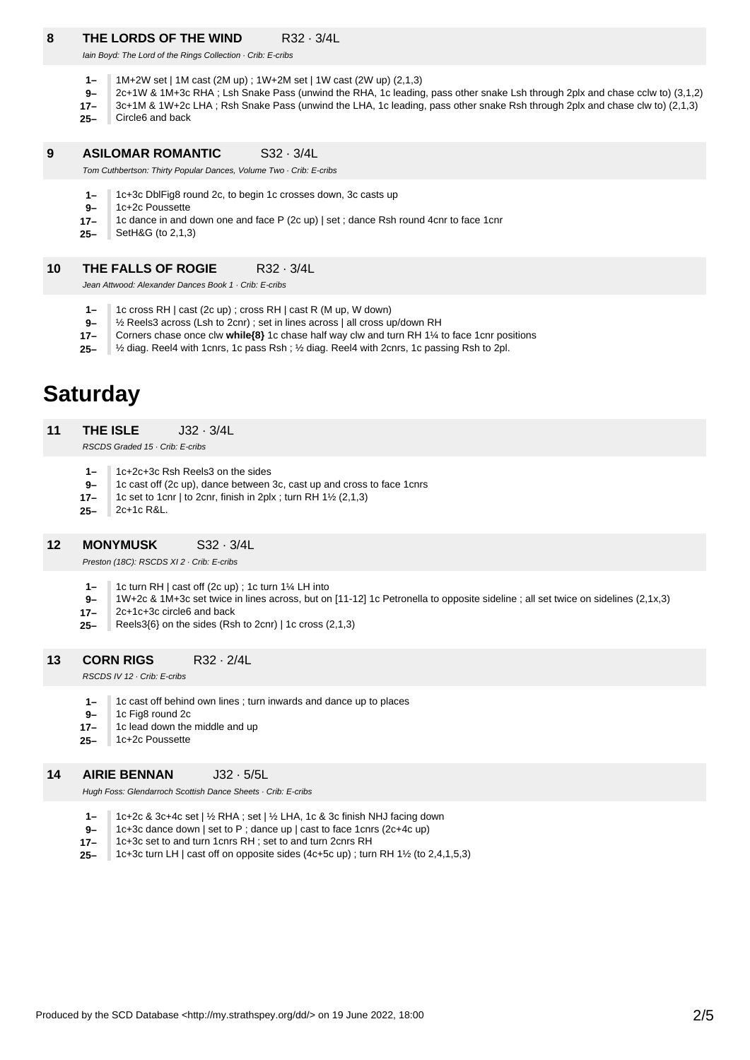### 8 THE LORDS OF THE WIND R32 · 3/4L

*Iain Boyd: The Lord of the Rings Collection · Crib: E-cribs*

- **1–** 1M+2W set | 1M cast (2M up) ; 1W+2M set | 1W cast (2W up) (2,1,3)
- **9–** 2c+1W & 1M+3c RHA ; Lsh Snake Pass (unwind the RHA, 1c leading, pass other snake Lsh through 2plx and chase cclw to) (3,1,2)
- **17–** 3c+1M & 1W+2c LHA ; Rsh Snake Pass (unwind the LHA, 1c leading, pass other snake Rsh through 2plx and chase clw to) (2,1,3)
- **25–** Circle6 and back

### 9 ASILOMAR ROMANTIC S32 · 3/4L

*Tom Cuthbertson: Thirty Popular Dances, Volume Two · Crib: E-cribs*

- **1–** 1c+3c DblFig8 round 2c, to begin 1c crosses down, 3c casts up
- **9–** 1c+2c Poussette
- **17–** 1c dance in and down one and face P (2c up) | set ; dance Rsh round 4cnr to face 1cnr
- **25–** SetH&G (to 2,1,3)

### 10 THE FALLS OF ROGIE R32 · 3/4L

*Jean Attwood: Alexander Dances Book 1 · Crib: E-cribs*

- **1–** 1c cross RH | cast (2c up) ; cross RH | cast R (M up, W down)
- **9–** ½ Reels3 across (Lsh to 2cnr) ; set in lines across | all cross up/down RH
- **17–** Corners chase once clw **while{8}** 1c chase half way clw and turn RH 1¼ to face 1cnr positions
- **25–** ½ diag. Reel4 with 1cnrs, 1c pass Rsh ; ½ diag. Reel4 with 2cnrs, 1c passing Rsh to 2pl.

## Saturday

### 11 THE ISLE J32 · 3/4L

*RSCDS Graded 15 · Crib: E-cribs*

- **1–** 1c+2c+3c Rsh Reels3 on the sides
- **9–** 1c cast off (2c up), dance between 3c, cast up and cross to face 1cnrs
- **17–** 1c set to 1cnr | to 2cnr, finish in 2plx ; turn RH 1½ (2,1,3)
- **25–** 2c+1c R&L.

### 12 MONYMUSK S32 · 3/4L

*Preston (18C): RSCDS XI 2 · Crib: E-cribs*

- **1–** 1c turn RH | cast off (2c up) ; 1c turn 1¼ LH into
- **9–** 1W+2c & 1M+3c set twice in lines across, but on [11-12] 1c Petronella to opposite sideline ; all set twice on sidelines (2,1x,3)
- **17–** 2c+1c+3c circle6 and back
- **25–** Reels3{6} on the sides (Rsh to 2cnr) | 1c cross (2,1,3)

### 13 CORN RIGS R32 · 2/4L

*RSCDS IV 12 · Crib: E-cribs*

- **1–** 1c cast off behind own lines ; turn inwards and dance up to places
- **9–** 1c Fig8 round 2c
- **17–** 1c lead down the middle and up
- **25–** 1c+2c Poussette

### 14 AIRIE BENNAN J32 · 5/5L

*Hugh Foss: Glendarroch Scottish Dance Sheets · Crib: E-cribs*

- **1–** 1c+2c & 3c+4c set | ½ RHA ; set | ½ LHA, 1c & 3c finish NHJ facing down
- **9–** 1c+3c dance down | set to P ; dance up | cast to face 1cnrs (2c+4c up)
- **17–** 1c+3c set to and turn 1cnrs RH ; set to and turn 2cnrs RH
- **25–** 1c+3c turn LH | cast off on opposite sides (4c+5c up) ; turn RH 1½ (to 2,4,1,5,3)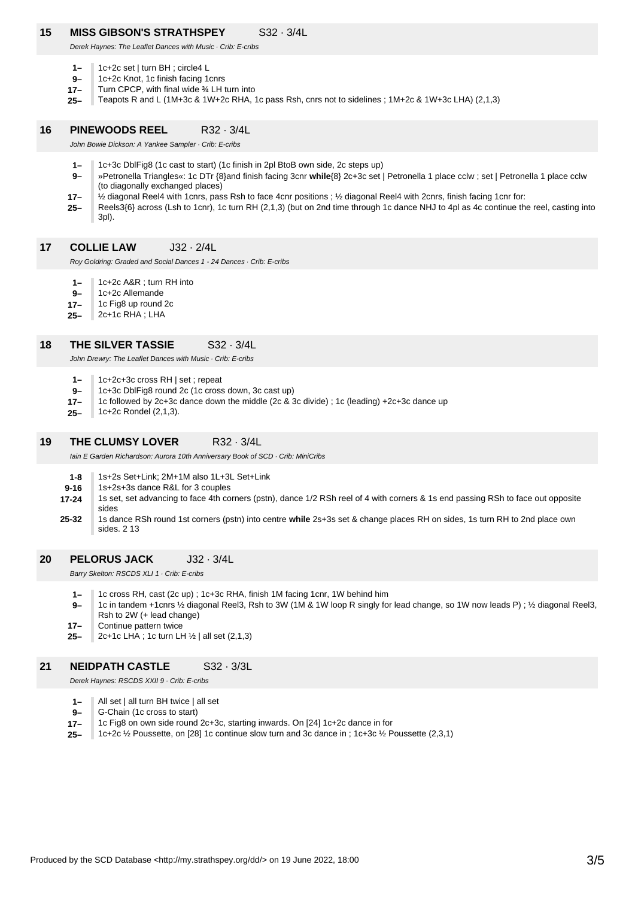## 15 MISS GIBSON'S STRATHSPEY S32 · 3/4L

*Derek Haynes: The Leaflet Dances with Music · Crib: E-cribs*

- **1–** 1c+2c set | turn BH ; circle4 L
- **9–** 1c+2c Knot, 1c finish facing 1cnrs
- **17–** Turn CPCP, with final wide ¾ LH turn into
- **25–** Teapots R and L (1M+3c & 1W+2c RHA, 1c pass Rsh, cnrs not to sidelines ; 1M+2c & 1W+3c LHA) (2,1,3)

## 16 PINEWOODS REEL R32 · 3/4L

*John Bowie Dickson: A Yankee Sampler · Crib: E-cribs*

- **1–** 1c+3c DblFig8 (1c cast to start) (1c finish in 2pl BtoB own side, 2c steps up)
- **9–** »Petronella Triangles«: 1c DTr {8}and finish facing 3cnr **while**{8} 2c+3c set | Petronella 1 place cclw ; set | Petronella 1 place cclw (to diagonally exchanged places)
- **17–** ½ diagonal Reel4 with 1cnrs, pass Rsh to face 4cnr positions ; ½ diagonal Reel4 with 2cnrs, finish facing 1cnr for:
- **25–** Reels3{6} across (Lsh to 1cnr), 1c turn RH (2,1,3) (but on 2nd time through 1c dance NHJ to 4pl as 4c continue the reel, casting into 3pl).

## 17 COLLIE LAW J32 · 2/4L

*Roy Goldring: Graded and Social Dances 1 - 24 Dances · Crib: E-cribs*

- **1–** 1c+2c A&R ; turn RH into
- **9–** 1c+2c Allemande
- **17–** 1c Fig8 up round 2c
- **25–** 2c+1c RHA ; LHA

## 18 THE SILVER TASSIE S32 · 3/4L

*John Drewry: The Leaflet Dances with Music · Crib: E-cribs*

- **1–** 1c+2c+3c cross RH | set ; repeat
- **9–** 1c+3c DblFig8 round 2c (1c cross down, 3c cast up)
- **17–** 1c followed by 2c+3c dance down the middle (2c & 3c divide) ; 1c (leading) +2c+3c dance up
- **25–** 1c+2c Rondel (2,1,3).

## 19 THE CLUMSY LOVER R32 · 3/4L

*Iain E Garden Richardson: Aurora 10th Anniversary Book of SCD · Crib: MiniCribs*

- **1-8** 1s+2s Set+Link; 2M+1M also 1L+3L Set+Link
- **9-16** 1s+2s+3s dance R&L for 3 couples
- **17-24** 1s set, set advancing to face 4th corners (pstn), dance 1/2 RSh reel of 4 with corners & 1s end passing RSh to face out opposite sides
- **25-32** 1s dance RSh round 1st corners (pstn) into centre **while** 2s+3s set & change places RH on sides, 1s turn RH to 2nd place own sides. 2 13

## 20 PELORUS JACK J32 · 3/4L

*Barry Skelton: RSCDS XLI 1 · Crib: E-cribs*

- **1–** 1c cross RH, cast (2c up) ; 1c+3c RHA, finish 1M facing 1cnr, 1W behind him
- **9–** 1c in tandem +1cnrs ½ diagonal Reel3, Rsh to 3W (1M & 1W loop R singly for lead change, so 1W now leads P) ; ½ diagonal Reel3, Rsh to 2W (+ lead change)
- **17–** Continue pattern twice
- **25–** 2c+1c LHA ; 1c turn LH ½ | all set (2,1,3)

## 21 NEIDPATH CASTLE S32 · 3/3L

*Derek Haynes: RSCDS XXII 9 · Crib: E-cribs*

- **1–** All set | all turn BH twice | all set
- **9–** G-Chain (1c cross to start)
- **17–** 1c Fig8 on own side round 2c+3c, starting inwards. On [24] 1c+2c dance in for
- **25–** 1c+2c ½ Poussette, on [28] 1c continue slow turn and 3c dance in ; 1c+3c ½ Poussette (2,3,1)

Produced by the SCD Database <http://my.strathspey.org/dd/> on 19 June 2022, 18:00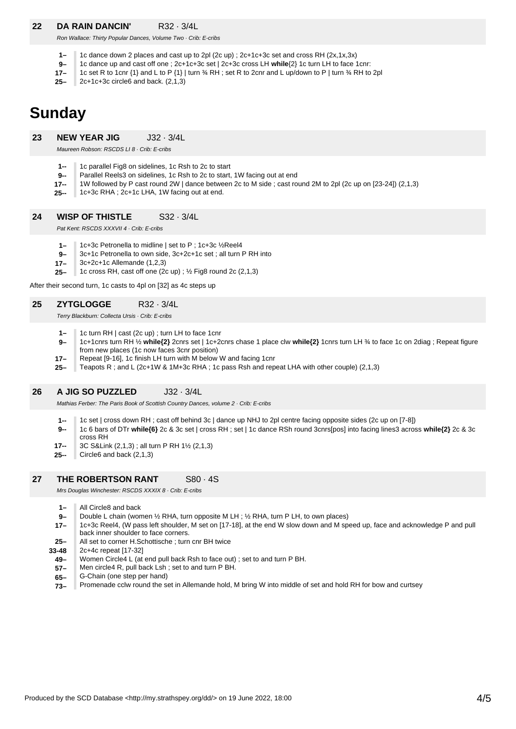### 22 DA RAIN DANCIN' R32 · 3/4L

*Ron Wallace: Thirty Popular Dances, Volume Two · Crib: E-cribs*

- **1–** 1c dance down 2 places and cast up to 2pl (2c up) ; 2c+1c+3c set and cross RH (2x,1x,3x)
- **9–** 1c dance up and cast off one ; 2c+1c+3c set | 2c+3c cross LH **while**{2} 1c turn LH to face 1cnr:
- **17–** 1c set R to 1cnr {1} and L to P {1} | turn ¾ RH ; set R to 2cnr and L up/down to P | turn ¾ RH to 2pl
- **25–** 2c+1c+3c circle6 and back. (2,1,3)

# Sunday

### 23 NEW YEAR JIG J32 · 3/4L

*Maureen Robson: RSCDS LI 8 · Crib: E-cribs*

- **1--** 1c parallel Fig8 on sidelines, 1c Rsh to 2c to start
- **9--** Parallel Reels3 on sidelines, 1c Rsh to 2c to start, 1W facing out at end
- **17--** 1W followed by P cast round 2W | dance between 2c to M side ; cast round 2M to 2pl (2c up on [23-24]) (2,1,3)
- **25--** 1c+3c RHA ; 2c+1c LHA, 1W facing out at end.

### 24 WISP OF THISTLE S32 · 3/4L

*Pat Kent: RSCDS XXXVII 4 · Crib: E-cribs*

- **1–** 1c+3c Petronella to midline | set to P ; 1c+3c ½Reel4
- **9–** 3c+1c Petronella to own side, 3c+2c+1c set ; all turn P RH into
- **17–** 3c+2c+1c Allemande (1,2,3)
- **25–** 1c cross RH, cast off one (2c up) ; ½ Fig8 round 2c (2,1,3)

After their second turn, 1c casts to 4pl on [32] as 4c steps up

### 25 ZYTGLOGGE R32 · 3/4L

*Terry Blackburn: Collecta Ursis · Crib: E-cribs*

- **1–** 1c turn RH | cast (2c up) ; turn LH to face 1cnr
- **9–** 1c+1cnrs turn RH ½ **while{2}** 2cnrs set | 1c+2cnrs chase 1 place clw **while{2}** 1cnrs turn LH ¾ to face 1c on 2diag ; Repeat figure from new places (1c now faces 3cnr position)
- **17–** Repeat [9-16], 1c finish LH turn with M below W and facing 1cnr
- **25–** Teapots R ; and L (2c+1W & 1M+3c RHA ; 1c pass Rsh and repeat LHA with other couple) (2,1,3)

### 26 A JIG SO PUZZLED J32 · 3/4L

*Mathias Ferber: The Paris Book of Scottish Country Dances, volume 2 · Crib: E-cribs*

- **1--** 1c set | cross down RH ; cast off behind 3c | dance up NHJ to 2pl centre facing opposite sides (2c up on [7-8])
- **9--** 1c 6 bars of DTr **while{6}** 2c & 3c set | cross RH ; set | 1c dance RSh round 3cnrs[pos] into facing lines3 across **while{2}** 2c & 3c cross RH
- **17--** 3C S&Link (2,1,3) ; all turn P RH 1½ (2,1,3)
- **25--** Circle6 and back (2,1,3)

### 27 THE ROBERTSON RANT S80 · 4S

*Mrs Douglas Winchester: RSCDS XXXIX 8 · Crib: E-cribs*

- **1–** All Circle8 and back
- **9–** Double L chain (women ½ RHA, turn opposite M LH ; ½ RHA, turn P LH, to own places)
- **17–** 1c+3c Reel4, (W pass left shoulder, M set on [17-18], at the end W slow down and M speed up, face and acknowledge P and pull back inner shoulder to face corners.
- **25–** All set to corner H.Schottische ; turn cnr BH twice
- **33-48** 2c+4c repeat [17-32]
- **49–** Women Circle4 L (at end pull back Rsh to face out) ; set to and turn P BH.
- **57–** Men circle4 R, pull back Lsh ; set to and turn P BH.
- **65–** G-Chain (one step per hand)
- **73–** Promenade cclw round the set in Allemande hold, M bring W into middle of set and hold RH for bow and curtsey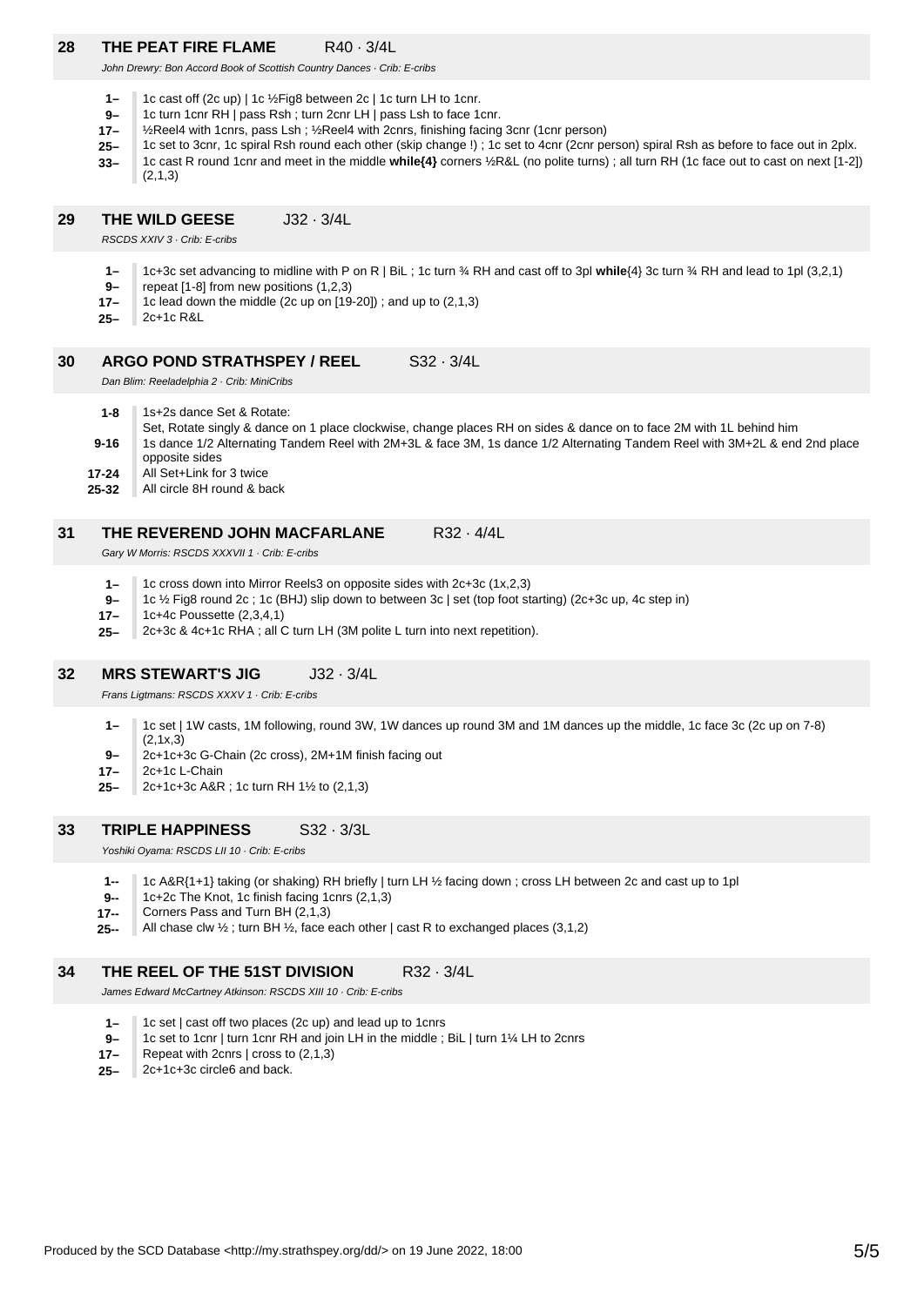## 28 THE PEAT FIRE FLAME R40 · 3/4L

*John Drewry: Bon Accord Book of Scottish Country Dances · Crib: E-cribs*

| | |
|---|---|
| **1–** | 1c cast off (2c up) \| 1c ½Fig8 between 2c \| 1c turn LH to 1cnr. |
| **9–** | 1c turn 1cnr RH \| pass Rsh ; turn 2cnr LH \| pass Lsh to face 1cnr. |
| **17–** | ½Reel4 with 1cnrs, pass Lsh ; ½Reel4 with 2cnrs, finishing facing 3cnr (1cnr person) |
| **25–** | 1c set to 3cnr, 1c spiral Rsh round each other (skip change !) ; 1c set to 4cnr (2cnr person) spiral Rsh as before to face out in 2plx. |
| **33–** | 1c cast R round 1cnr and meet in the middle **while{4}** corners ½R&L (no polite turns) ; all turn RH (1c face out to cast on next [1-2]) (2,1,3) |

## 29 THE WILD GEESE J32 · 3/4L

*RSCDS XXIV 3 · Crib: E-cribs*

| | |
|---|---|
| **1–** | 1c+3c set advancing to midline with P on R \| BiL ; 1c turn ¾ RH and cast off to 3pl **while**{4} 3c turn ¾ RH and lead to 1pl (3,2,1) |
| **9–** | repeat [1-8] from new positions (1,2,3) |
| **17–** | 1c lead down the middle (2c up on [19-20]) ; and up to (2,1,3) |
| **25–** | 2c+1c R&L |

## 30 ARGO POND STRATHSPEY / REEL S32 · 3/4L

*Dan Blim: Reeladelphia 2 · Crib: MiniCribs*

| | |
|---|---|
| **1-8** | 1s+2s dance Set & Rotate:<br>Set, Rotate singly & dance on 1 place clockwise, change places RH on sides & dance on to face 2M with 1L behind him |
| **9-16** | 1s dance 1/2 Alternating Tandem Reel with 2M+3L & face 3M, 1s dance 1/2 Alternating Tandem Reel with 3M+2L & end 2nd place opposite sides |
| **17-24** | All Set+Link for 3 twice |
| **25-32** | All circle 8H round & back |

## 31 THE REVEREND JOHN MACFARLANE R32 · 4/4L

*Gary W Morris: RSCDS XXXVII 1 · Crib: E-cribs*

| | |
|---|---|
| **1–** | 1c cross down into Mirror Reels3 on opposite sides with 2c+3c (1x,2,3) |
| **9–** | 1c ½ Fig8 round 2c ; 1c (BHJ) slip down to between 3c \| set (top foot starting) (2c+3c up, 4c step in) |
| **17–** | 1c+4c Poussette (2,3,4,1) |
| **25–** | 2c+3c & 4c+1c RHA ; all C turn LH (3M polite L turn into next repetition). |

## 32 MRS STEWART'S JIG J32 · 3/4L

*Frans Ligtmans: RSCDS XXXV 1 · Crib: E-cribs*

| | |
|---|---|
| **1–** | 1c set \| 1W casts, 1M following, round 3W, 1W dances up round 3M and 1M dances up the middle, 1c face 3c (2c up on 7-8) (2,1x,3) |
| **9–** | 2c+1c+3c G-Chain (2c cross), 2M+1M finish facing out |
| **17–** | 2c+1c L-Chain |
| **25–** | 2c+1c+3c A&R ; 1c turn RH 1½ to (2,1,3) |

## 33 TRIPLE HAPPINESS S32 · 3/3L

*Yoshiki Oyama: RSCDS LII 10 · Crib: E-cribs*

| | |
|---|---|
| **1--** | 1c A&R{1+1} taking (or shaking) RH briefly \| turn LH ½ facing down ; cross LH between 2c and cast up to 1pl |
| **9--** | 1c+2c The Knot, 1c finish facing 1cnrs (2,1,3) |
| **17--** | Corners Pass and Turn BH (2,1,3) |
| **25--** | All chase clw ½ ; turn BH ½, face each other \| cast R to exchanged places (3,1,2) |

## 34 THE REEL OF THE 51ST DIVISION R32 · 3/4L

*James Edward McCartney Atkinson: RSCDS XIII 10 · Crib: E-cribs*

| | |
|---|---|
| **1–** | 1c set \| cast off two places (2c up) and lead up to 1cnrs |
| **9–** | 1c set to 1cnr \| turn 1cnr RH and join LH in the middle ; BiL \| turn 1¼ LH to 2cnrs |
| **17–** | Repeat with 2cnrs \| cross to (2,1,3) |
| **25–** | 2c+1c+3c circle6 and back. |

Produced by the SCD Database <http://my.strathspey.org/dd/> on 19 June 2022, 18:00